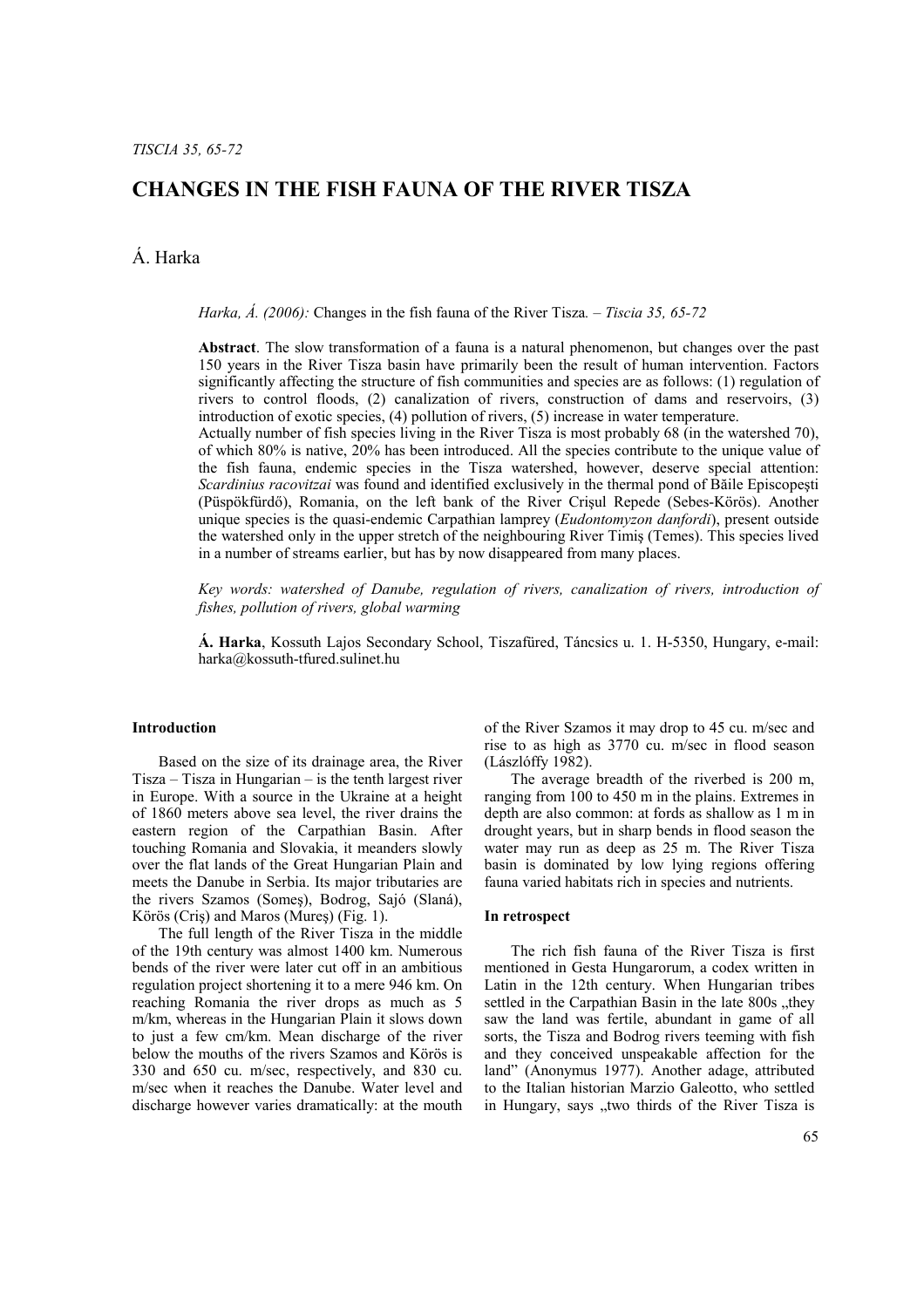# CHANGES IN THE FISH FAUNA OF THE RIVER TISZA

Á. Harka

*Harka, Á. (2006):* Changes in the fish fauna of the River Tisza. – *Tiscia 35, 65-72*

**Abstract**. The slow transformation of a fauna is a natural phenomenon, but changes over the past 150 years in the River Tisza basin have primarily been the result of human intervention. Factors significantly affecting the structure of fish communities and species are as follows: (1) regulation of rivers to control floods, (2) canalization of rivers, construction of dams and reservoirs, (3) introduction of exotic species, (4) pollution of rivers, (5) increase in water temperature.

Actually number of fish species living in the River Tisza is most probably 68 (in the watershed 70), of which 80% is native, 20% has been introduced. All the species contribute to the unique value of the fish fauna, endemic species in the Tisza watershed, however, deserve special attention: *Scardinius racovitzai* was found and identified exclusively in the thermal pond of Băile Episcopeşti (Püspökfürdő), Romania, on the left bank of the River Crişul Repede (Sebes-Körös). Another unique species is the quasi-endemic Carpathian lamprey (*Eudontomyzon danfordi*), present outside the watershed only in the upper stretch of the neighbouring River Timiş (Temes). This species lived in a number of streams earlier, but has by now disappeared from many places.

*Key words: watershed of Danube, regulation of rivers, canalization of rivers, introduction of fishes, pollution of rivers, global warming*

**Á. Harka**, Kossuth Lajos Secondary School, Tiszafüred, Táncsics u. 1. H-5350, Hungary, e-mail: harka@kossuth-tfured.sulinet.hu

## Introduction

Based on the size of its drainage area, the River Tisza – Tisza in Hungarian – is the tenth largest river in Europe. With a source in the Ukraine at a height of 1860 meters above sea level, the river drains the eastern region of the Carpathian Basin. After touching Romania and Slovakia, it meanders slowly over the flat lands of the Great Hungarian Plain and meets the Danube in Serbia. Its major tributaries are the rivers Szamos (Someş), Bodrog, Sajó (Slaná), Körös (Criş) and Maros (Mureş) (Fig. 1).

The full length of the River Tisza in the middle of the 19th century was almost 1400 km. Numerous bends of the river were later cut off in an ambitious regulation project shortening it to a mere 946 km. On reaching Romania the river drops as much as 5 m/km, whereas in the Hungarian Plain it slows down to just a few cm/km. Mean discharge of the river below the mouths of the rivers Szamos and Körös is 330 and 650 cu. m/sec, respectively, and 830 cu. m/sec when it reaches the Danube. Water level and discharge however varies dramatically: at the mouth of the River Szamos it may drop to 45 cu. m/sec and rise to as high as 3770 cu. m/sec in flood season (Lászlóffy 1982).

The average breadth of the riverbed is 200 m, ranging from 100 to 450 m in the plains. Extremes in depth are also common: at fords as shallow as 1 m in drought years, but in sharp bends in flood season the water may run as deep as 25 m. The River Tisza basin is dominated by low lying regions offering fauna varied habitats rich in species and nutrients.

## In retrospect

The rich fish fauna of the River Tisza is first mentioned in Gesta Hungarorum, a codex written in Latin in the 12th century. When Hungarian tribes settled in the Carpathian Basin in the late 800s „they saw the land was fertile, abundant in game of all sorts, the Tisza and Bodrog rivers teeming with fish and they conceived unspeakable affection for the land" (Anonymus 1977). Another adage, attributed to the Italian historian Marzio Galeotto, who settled in Hungary, says „two thirds of the River Tisza is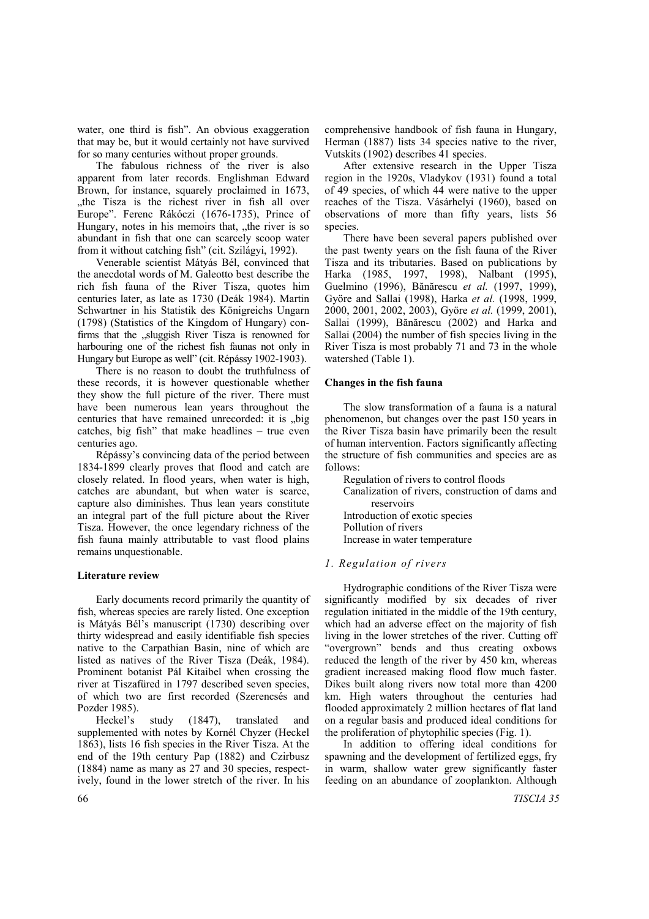water, one third is fish". An obvious exaggeration that may be, but it would certainly not have survived for so many centuries without proper grounds.

The fabulous richness of the river is also apparent from later records. Englishman Edward Brown, for instance, squarely proclaimed in 1673, „the Tisza is the richest river in fish all over Europe". Ferenc Rákóczi (1676-1735), Prince of Hungary, notes in his memoirs that, „the river is so abundant in fish that one can scarcely scoop water from it without catching fish" (cit. Szilágyi, 1992).

Venerable scientist Mátyás Bél, convinced that the anecdotal words of M. Galeotto best describe the rich fish fauna of the River Tisza, quotes him centuries later, as late as 1730 (Deák 1984). Martin Schwartner in his Statistik des Königreichs Ungarn (1798) (Statistics of the Kingdom of Hungary) confirms that the „sluggish River Tisza is renowned for harbouring one of the richest fish faunas not only in Hungary but Europe as well" (cit. Répássy 1902-1903).

There is no reason to doubt the truthfulness of these records, it is however questionable whether they show the full picture of the river. There must have been numerous lean years throughout the centuries that have remained unrecorded: it is „big catches, big fish" that make headlines – true even centuries ago.

Répássy's convincing data of the period between 1834-1899 clearly proves that flood and catch are closely related. In flood years, when water is high, catches are abundant, but when water is scarce, capture also diminishes. Thus lean years constitute an integral part of the full picture about the River Tisza. However, the once legendary richness of the fish fauna mainly attributable to vast flood plains remains unquestionable.

## Literature review

Early documents record primarily the quantity of fish, whereas species are rarely listed. One exception is Mátyás Bél's manuscript (1730) describing over thirty widespread and easily identifiable fish species native to the Carpathian Basin, nine of which are listed as natives of the River Tisza (Deák, 1984). Prominent botanist Pál Kitaibel when crossing the river at Tiszafüred in 1797 described seven species, of which two are first recorded (Szerencsés and Pozder 1985).

Heckel's study (1847), translated and supplemented with notes by Kornél Chyzer (Heckel 1863), lists 16 fish species in the River Tisza. At the end of the 19th century Pap (1882) and Czirbusz (1884) name as many as 27 and 30 species, respectively, found in the lower stretch of the river. In his comprehensive handbook of fish fauna in Hungary, Herman (1887) lists 34 species native to the river, Vutskits (1902) describes 41 species.

After extensive research in the Upper Tisza region in the 1920s, Vladykov (1931) found a total of 49 species, of which 44 were native to the upper reaches of the Tisza. Vásárhelyi (1960), based on observations of more than fifty years, lists 56 species.

There have been several papers published over the past twenty years on the fish fauna of the River Tisza and its tributaries. Based on publications by Harka (1985, 1997, 1998), Nalbant (1995), Guelmino (1996), Bănărescu *et al.* (1997, 1999), Györe and Sallai (1998), Harka *et al.* (1998, 1999, 2000, 2001, 2002, 2003), Györe *et al.* (1999, 2001), Sallai (1999), Bănărescu (2002) and Harka and Sallai (2004) the number of fish species living in the River Tisza is most probably 71 and 73 in the whole watershed (Table 1).

## Changes in the fish fauna

The slow transformation of a fauna is a natural phenomenon, but changes over the past 150 years in the River Tisza basin have primarily been the result of human intervention. Factors significantly affecting the structure of fish communities and species are as follows:

- Regulation of rivers to control floods
- Canalization of rivers, construction of dams and reservoirs
- Introduction of exotic species
- Pollution of rivers
- Increase in water temperature

### *1. Regulation of rivers*

Hydrographic conditions of the River Tisza were significantly modified by six decades of river regulation initiated in the middle of the 19th century, which had an adverse effect on the majority of fish living in the lower stretches of the river. Cutting off "overgrown" bends and thus creating oxbows reduced the length of the river by 450 km, whereas gradient increased making flood flow much faster. Dikes built along rivers now total more than 4200 km. High waters throughout the centuries had flooded approximately 2 million hectares of flat land on a regular basis and produced ideal conditions for the proliferation of phytophilic species (Fig. 1).

In addition to offering ideal conditions for spawning and the development of fertilized eggs, fry in warm, shallow water grew significantly faster feeding on an abundance of zooplankton. Although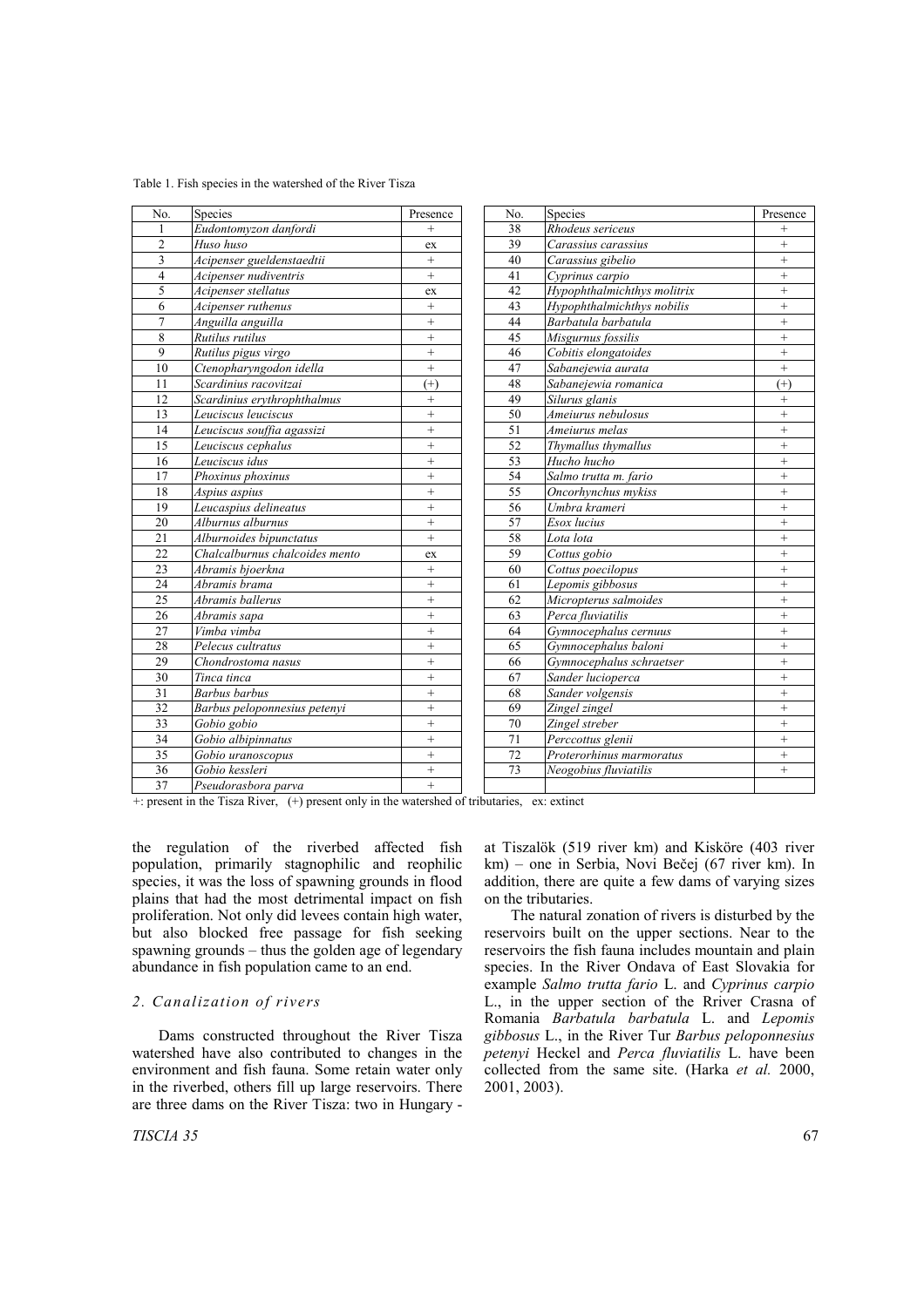Table 1. Fish species in the watershed of the River Tisza

| No. | Species | Presence | No. | Species | Presence |
|---|---|---|---|---|---|
| 1 | *Eudontomyzon danfordi* | + | 38 | *Rhodeus sericeus* | + |
| 2 | *Huso huso* | ex | 39 | *Carassius carassius* | + |
| 3 | *Acipenser gueldenstaedtii* | + | 40 | *Carassius gibelio* | + |
| 4 | *Acipenser nudiventris* | + | 41 | *Cyprinus carpio* | + |
| 5 | *Acipenser stellatus* | ex | 42 | *Hypophthalmichthys molitrix* | + |
| 6 | *Acipenser ruthenus* | + | 43 | *Hypophthalmichthys nobilis* | + |
| 7 | *Anguilla anguilla* | + | 44 | *Barbatula barbatula* | + |
| 8 | *Rutilus rutilus* | + | 45 | *Misgurnus fossilis* | + |
| 9 | *Rutilus pigus virgo* | + | 46 | *Cobitis elongatoides* | + |
| 10 | *Ctenopharyngodon idella* | + | 47 | *Sabanejewia aurata* | + |
| 11 | *Scardinius racovitzai* | (+) | 48 | *Sabanejewia romanica* | (+) |
| 12 | *Scardinius erythrophthalmus* | + | 49 | *Silurus glanis* | + |
| 13 | *Leuciscus leuciscus* | + | 50 | *Ameiurus nebulosus* | + |
| 14 | *Leuciscus souffia agassizi* | + | 51 | *Ameiurus melas* | + |
| 15 | *Leuciscus cephalus* | + | 52 | *Thymallus thymallus* | + |
| 16 | *Leuciscus idus* | + | 53 | *Hucho hucho* | + |
| 17 | *Phoxinus phoxinus* | + | 54 | *Salmo trutta m. fario* | + |
| 18 | *Aspius aspius* | + | 55 | *Oncorhynchus mykiss* | + |
| 19 | *Leucaspius delineatus* | + | 56 | *Umbra krameri* | + |
| 20 | *Alburnus alburnus* | + | 57 | *Esox lucius* | + |
| 21 | *Alburnoides bipunctatus* | + | 58 | *Lota lota* | + |
| 22 | *Chalcalburnus chalcoides mento* | ex | 59 | *Cottus gobio* | + |
| 23 | *Abramis bjoerkna* | + | 60 | *Cottus poecilopus* | + |
| 24 | *Abramis brama* | + | 61 | *Lepomis gibbosus* | + |
| 25 | *Abramis ballerus* | + | 62 | *Micropterus salmoides* | + |
| 26 | *Abramis sapa* | + | 63 | *Perca fluviatilis* | + |
| 27 | *Vimba vimba* | + | 64 | *Gymnocephalus cernuus* | + |
| 28 | *Pelecus cultratus* | + | 65 | *Gymnocephalus baloni* | + |
| 29 | *Chondrostoma nasus* | + | 66 | *Gymnocephalus schraetser* | + |
| 30 | *Tinca tinca* | + | 67 | *Sander lucioperca* | + |
| 31 | *Barbus barbus* | + | 68 | *Sander volgensis* | + |
| 32 | *Barbus peloponnesius petenyi* | + | 69 | *Zingel zingel* | + |
| 33 | *Gobio gobio* | + | 70 | *Zingel streber* | + |
| 34 | *Gobio albipinnatus* | + | 71 | *Perccottus glenii* | + |
| 35 | *Gobio uranoscopus* | + | 72 | *Proterorhinus marmoratus* | + |
| 36 | *Gobio kessleri* | + | 73 | *Neogobius fluviatilis* | + |
| 37 | *Pseudorasbora parva* | + | | | |

+: present in the Tisza River, (+) present only in the watershed of tributaries, ex: extinct

the regulation of the riverbed affected fish population, primarily stagnophilic and reophilic species, it was the loss of spawning grounds in flood plains that had the most detrimental impact on fish proliferation. Not only did levees contain high water, but also blocked free passage for fish seeking spawning grounds – thus the golden age of legendary abundance in fish population came to an end.

## *2. Canalization of rivers*

Dams constructed throughout the River Tisza watershed have also contributed to changes in the environment and fish fauna. Some retain water only in the riverbed, others fill up large reservoirs. There are three dams on the River Tisza: two in Hungary - at Tiszalök (519 river km) and Kisköre (403 river km) – one in Serbia, Novi Bečej (67 river km). In addition, there are quite a few dams of varying sizes on the tributaries.

The natural zonation of rivers is disturbed by the reservoirs built on the upper sections. Near to the reservoirs the fish fauna includes mountain and plain species. In the River Ondava of East Slovakia for example *Salmo trutta fario* L. and *Cyprinus carpio* L., in the upper section of the Rriver Crasna of Romania *Barbatula barbatula* L. and *Lepomis gibbosus* L., in the River Tur *Barbus peloponnesius petenyi* Heckel and *Perca fluviatilis* L. have been collected from the same site. (Harka *et al.* 2000, 2001, 2003).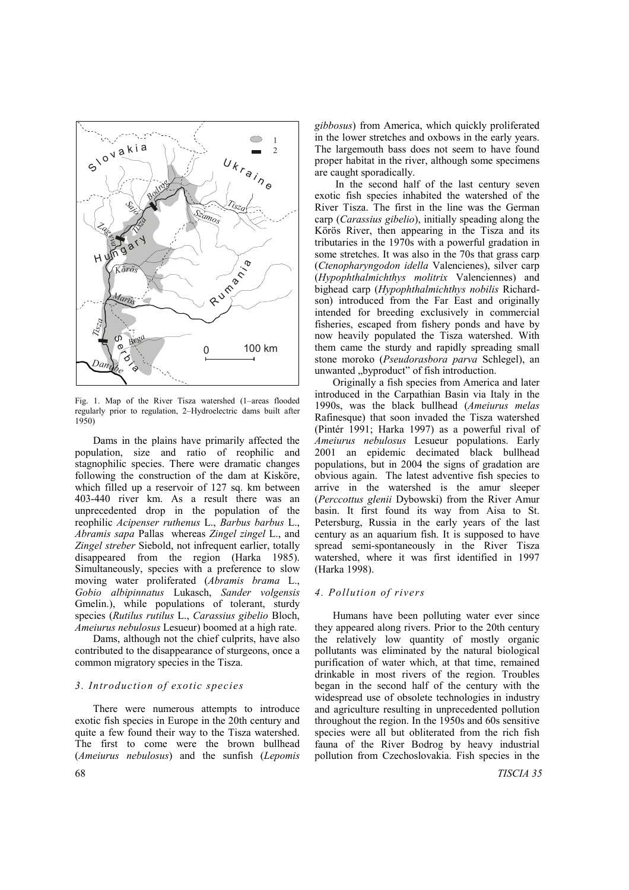Fig. 1. Map of the River Tisza watershed (1–areas flooded regularly prior to regulation, 2–Hydroelectric dams built after 1950)

Dams in the plains have primarily affected the population, size and ratio of reophilic and stagnophilic species. There were dramatic changes following the construction of the dam at Kisköre, which filled up a reservoir of 127 sq. km between 403-440 river km. As a result there was an unprecedented drop in the population of the reophilic *Acipenser ruthenus* L., *Barbus barbus* L., *Abramis sapa* Pallas whereas *Zingel zingel* L., and *Zingel streber* Siebold, not infrequent earlier, totally disappeared from the region (Harka 1985). Simultaneously, species with a preference to slow moving water proliferated (*Abramis brama* L., *Gobio albipinnatus* Lukasch, *Sander volgensis* Gmelin.), while populations of tolerant, sturdy species (*Rutilus rutilus* L., *Carassius gibelio* Bloch, *Ameiurus nebulosus* Lesueur) boomed at a high rate.

Dams, although not the chief culprits, have also contributed to the disappearance of sturgeons, once a common migratory species in the Tisza.

### *3. Introduction of exotic species*

There were numerous attempts to introduce exotic fish species in Europe in the 20th century and quite a few found their way to the Tisza watershed. The first to come were the brown bullhead (*Ameiurus nebulosus*) and the sunfish (*Lepomis gibbosus*) from America, which quickly proliferated in the lower stretches and oxbows in the early years. The largemouth bass does not seem to have found proper habitat in the river, although some specimens are caught sporadically.

In the second half of the last century seven exotic fish species inhabited the watershed of the River Tisza. The first in the line was the German carp (*Carassius gibelio*), initially speading along the Körös River, then appearing in the Tisza and its tributaries in the 1970s with a powerful gradation in some stretches. It was also in the 70s that grass carp (*Ctenopharyngodon idella* Valencienes), silver carp (*Hypophthalmichthys molitrix* Valenciennes) and bighead carp (*Hypophthalmichthys nobilis* Richardson) introduced from the Far East and originally intended for breeding exclusively in commercial fisheries, escaped from fishery ponds and have by now heavily populated the Tisza watershed. With them came the sturdy and rapidly spreading small stone moroko (*Pseudorasbora parva* Schlegel), an unwanted „byproduct" of fish introduction.

Originally a fish species from America and later introduced in the Carpathian Basin via Italy in the 1990s, was the black bullhead (*Ameiurus melas* Rafinesque) that soon invaded the Tisza watershed (Pintér 1991; Harka 1997) as a powerful rival of *Ameiurus nebulosus* Lesueur populations. Early 2001 an epidemic decimated black bullhead populations, but in 2004 the signs of gradation are obvious again. The latest adventive fish species to arrive in the watershed is the amur sleeper (*Perccottus glenii* Dybowski) from the River Amur basin. It first found its way from Aisa to St. Petersburg, Russia in the early years of the last century as an aquarium fish. It is supposed to have spread semi-spontaneously in the River Tisza watershed, where it was first identified in 1997 (Harka 1998).

### *4. Pollution of rivers*

Humans have been polluting water ever since they appeared along rivers. Prior to the 20th century the relatively low quantity of mostly organic pollutants was eliminated by the natural biological purification of water which, at that time, remained drinkable in most rivers of the region. Troubles began in the second half of the century with the widespread use of obsolete technologies in industry and agriculture resulting in unprecedented pollution throughout the region. In the 1950s and 60s sensitive species were all but obliterated from the rich fish fauna of the River Bodrog by heavy industrial pollution from Czechoslovakia. Fish species in the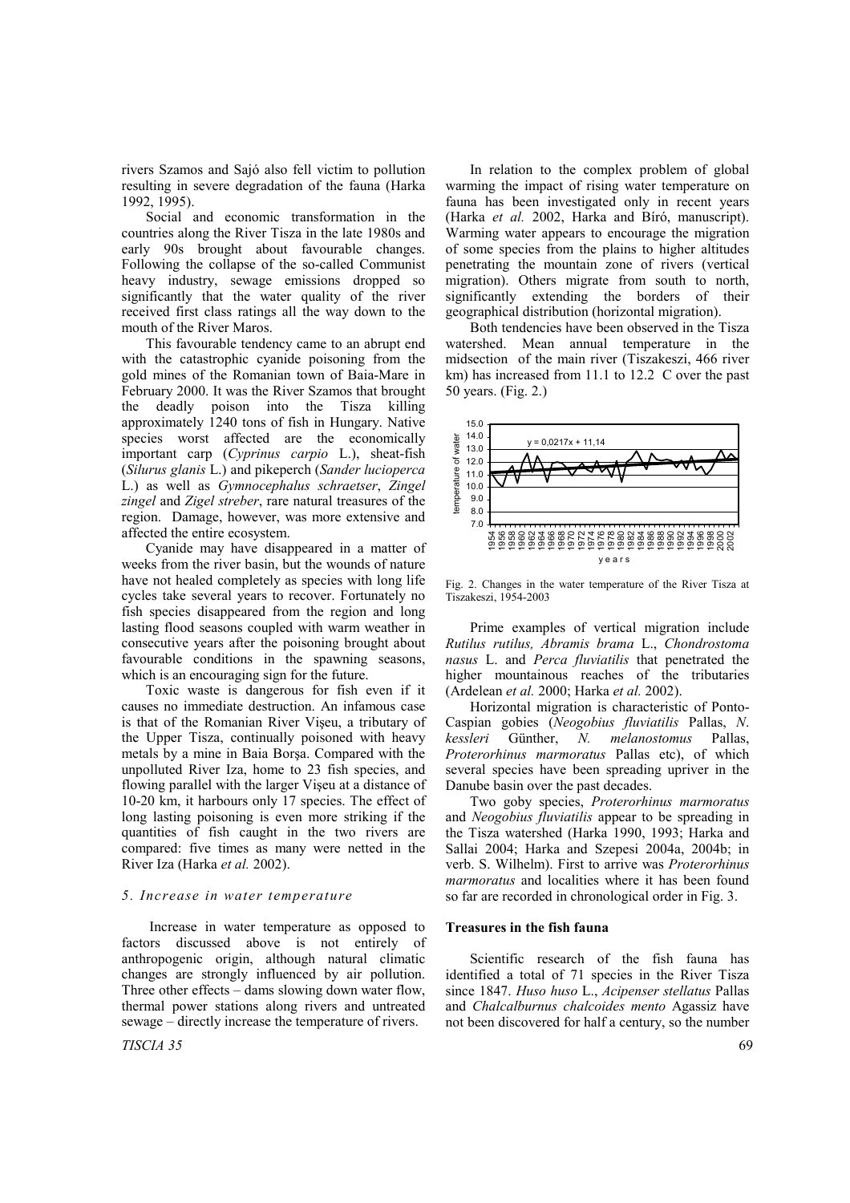rivers Szamos and Sajó also fell victim to pollution resulting in severe degradation of the fauna (Harka 1992, 1995).

Social and economic transformation in the countries along the River Tisza in the late 1980s and early 90s brought about favourable changes. Following the collapse of the so-called Communist heavy industry, sewage emissions dropped so significantly that the water quality of the river received first class ratings all the way down to the mouth of the River Maros.

This favourable tendency came to an abrupt end with the catastrophic cyanide poisoning from the gold mines of the Romanian town of Baia-Mare in February 2000. It was the River Szamos that brought the deadly poison into the Tisza killing approximately 1240 tons of fish in Hungary. Native species worst affected are the economically important carp (*Cyprinus carpio* L.), sheat-fish (*Silurus glanis* L.) and pikeperch (*Sander lucioperca* L.) as well as *Gymnocephalus schraetser*, *Zingel zingel* and *Zigel streber*, rare natural treasures of the region. Damage, however, was more extensive and affected the entire ecosystem.

Cyanide may have disappeared in a matter of weeks from the river basin, but the wounds of nature have not healed completely as species with long life cycles take several years to recover. Fortunately no fish species disappeared from the region and long lasting flood seasons coupled with warm weather in consecutive years after the poisoning brought about favourable conditions in the spawning seasons, which is an encouraging sign for the future.

Toxic waste is dangerous for fish even if it causes no immediate destruction. An infamous case is that of the Romanian River Vişeu, a tributary of the Upper Tisza, continually poisoned with heavy metals by a mine in Baia Borşa. Compared with the unpolluted River Iza, home to 23 fish species, and flowing parallel with the larger Vişeu at a distance of 10-20 km, it harbours only 17 species. The effect of long lasting poisoning is even more striking if the quantities of fish caught in the two rivers are compared: five times as many were netted in the River Iza (Harka *et al.* 2002).

### *5. Increase in water temperature*

Increase in water temperature as opposed to factors discussed above is not entirely of anthropogenic origin, although natural climatic changes are strongly influenced by air pollution. Three other effects – dams slowing down water flow, thermal power stations along rivers and untreated sewage – directly increase the temperature of rivers.

In relation to the complex problem of global warming the impact of rising water temperature on fauna has been investigated only in recent years (Harka *et al.* 2002, Harka and Bíró, manuscript). Warming water appears to encourage the migration of some species from the plains to higher altitudes penetrating the mountain zone of rivers (vertical migration). Others migrate from south to north, significantly extending the borders of their geographical distribution (horizontal migration).

Both tendencies have been observed in the Tisza watershed. Mean annual temperature in the midsection of the main river (Tiszakeszi, 466 river km) has increased from 11.1 to 12.2 C over the past 50 years. (Fig. 2.)

Fig. 2. Changes in the water temperature of the River Tisza at Tiszakeszi, 1954-2003

Prime examples of vertical migration include *Rutilus rutilus, Abramis brama* L., *Chondrostoma nasus* L. and *Perca fluviatilis* that penetrated the higher mountainous reaches of the tributaries (Ardelean *et al.* 2000; Harka *et al.* 2002).

Horizontal migration is characteristic of Ponto-Caspian gobies (*Neogobius fluviatilis* Pallas, *N. kessleri* Günther, *N. melanostomus* Pallas, *Proterorhinus marmoratus* Pallas etc), of which several species have been spreading upriver in the Danube basin over the past decades.

Two goby species, *Proterorhinus marmoratus* and *Neogobius fluviatilis* appear to be spreading in the Tisza watershed (Harka 1990, 1993; Harka and Sallai 2004; Harka and Szepesi 2004a, 2004b; in verb. S. Wilhelm). First to arrive was *Proterorhinus marmoratus* and localities where it has been found so far are recorded in chronological order in Fig. 3.

**Treasures in the fish fauna**

Scientific research of the fish fauna has identified a total of 71 species in the River Tisza since 1847. *Huso huso* L., *Acipenser stellatus* Pallas and *Chalcalburnus chalcoides mento* Agassiz have not been discovered for half a century, so the number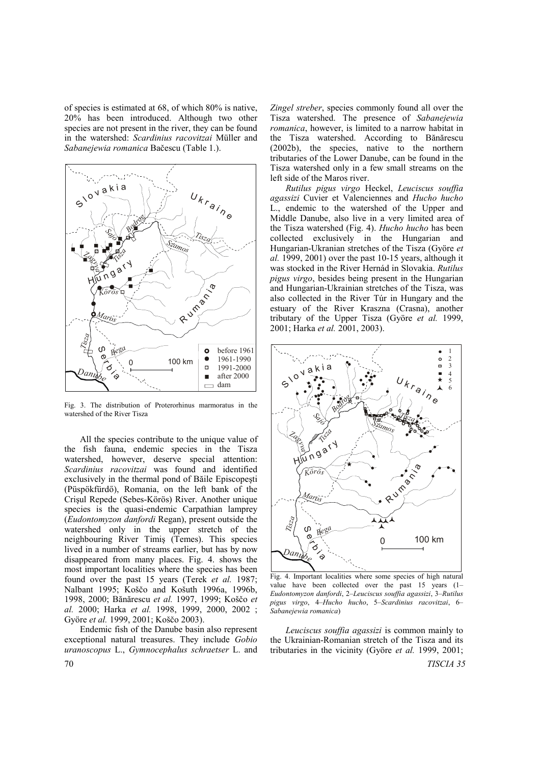of species is estimated at 68, of which 80% is native, 20% has been introduced. Although two other species are not present in the river, they can be found in the watershed: *Scardinius racovitzai* Müller and *Sabanejewia romanica* Bačescu (Table 1.).

Fig. 3. The distribution of Proterorhinus marmoratus in the watershed of the River Tisza

All the species contribute to the unique value of the fish fauna, endemic species in the Tisza watershed, however, deserve special attention: *Scardinius racovitzai* was found and identified exclusively in the thermal pond of Băile Episcopeşti (Püspökfürdő), Romania, on the left bank of the Crişul Repede (Sebes-Körös) River. Another unique species is the quasi-endemic Carpathian lamprey (*Eudontomyzon danfordi* Regan), present outside the watershed only in the upper stretch of the neighbouring River Timiş (Temes). This species lived in a number of streams earlier, but has by now disappeared from many places. Fig. 4. shows the most important localities where the species has been found over the past 15 years (Terek *et al.* 1987; Nalbant 1995; Koščo and Košuth 1996a, 1996b, 1998, 2000; Bănărescu *et al.* 1997, 1999; Koščo *et al.* 2000; Harka *et al.* 1998, 1999, 2000, 2002 ; Györe *et al.* 1999, 2001; Koščo 2003).

Endemic fish of the Danube basin also represent exceptional natural treasures. They include *Gobio uranoscopus* L., *Gymnocephalus schraetser* L. and *Zingel streber*, species commonly found all over the Tisza watershed. The presence of *Sabanejewia romanica*, however, is limited to a narrow habitat in the Tisza watershed. According to Bănărescu (2002b), the species, native to the northern tributaries of the Lower Danube, can be found in the Tisza watershed only in a few small streams on the left side of the Maros river.

*Rutilus pigus virgo* Heckel, *Leuciscus souffia agassizi* Cuvier et Valenciennes and *Hucho hucho* L., endemic to the watershed of the Upper and Middle Danube, also live in a very limited area of the Tisza watershed (Fig. 4). *Hucho hucho* has been collected exclusively in the Hungarian and Hungarian-Ukranian stretches of the Tisza (Györe *et al.* 1999, 2001) over the past 10-15 years, although it was stocked in the River Hernád in Slovakia. *Rutilus pigus virgo*, besides being present in the Hungarian and Hungarian-Ukrainian stretches of the Tisza, was also collected in the River Túr in Hungary and the estuary of the River Kraszna (Crasna), another tributary of the Upper Tisza (Györe *et al.* 1999, 2001; Harka *et al.* 2001, 2003).

Fig. 4. Important localities where some species of high natural value have been collected over the past 15 years (1–*Eudontomyzon danfordi*, 2–*Leuciscus souffia agassizi*, 3–*Rutilus pigus virgo*, 4–*Hucho hucho*, 5–*Scardinius racovitzai*, 6–*Sabanejewia romanica*)

*Leuciscus souffia agassizi* is common mainly to the Ukrainian-Romanian stretch of the Tisza and its tributaries in the vicinity (Györe *et al.* 1999, 2001;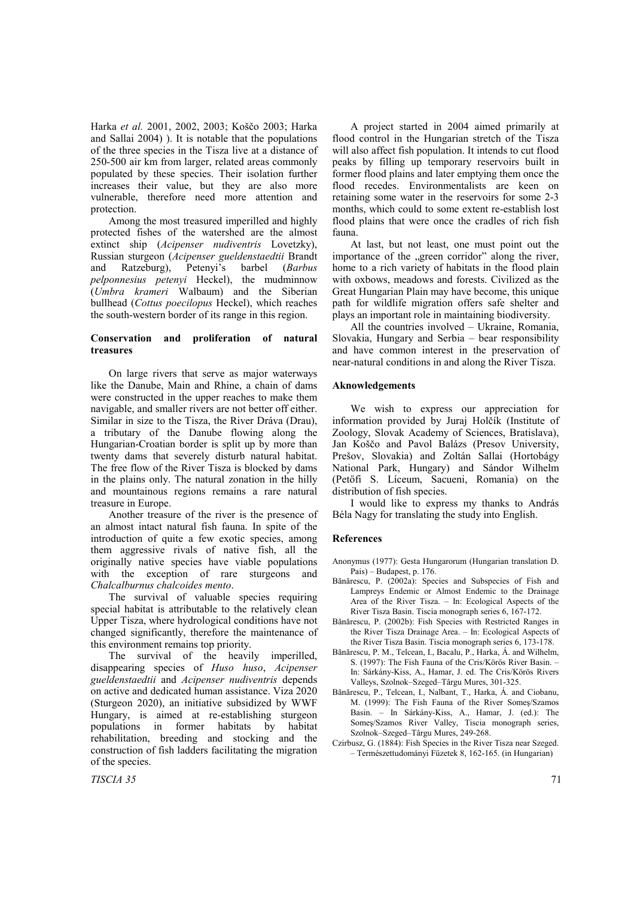Harka *et al.* 2001, 2002, 2003; Koščo 2003; Harka and Sallai 2004) ). It is notable that the populations of the three species in the Tisza live at a distance of 250-500 air km from larger, related areas commonly populated by these species. Their isolation further increases their value, but they are also more vulnerable, therefore need more attention and protection.

Among the most treasured imperilled and highly protected fishes of the watershed are the almost extinct ship (*Acipenser nudiventris* Lovetzky), Russian sturgeon (*Acipenser gueldenstaedtii* Brandt and Ratzeburg), Petenyi's barbel (*Barbus pelponnesius petenyi* Heckel), the mudminnow (*Umbra krameri* Walbaum) and the Siberian bullhead (*Cottus poecilopus* Heckel), which reaches the south-western border of its range in this region.

### Conservation and proliferation of natural treasures

On large rivers that serve as major waterways like the Danube, Main and Rhine, a chain of dams were constructed in the upper reaches to make them navigable, and smaller rivers are not better off either. Similar in size to the Tisza, the River Dráva (Drau), a tributary of the Danube flowing along the Hungarian-Croatian border is split up by more than twenty dams that severely disturb natural habitat. The free flow of the River Tisza is blocked by dams in the plains only. The natural zonation in the hilly and mountainous regions remains a rare natural treasure in Europe.

Another treasure of the river is the presence of an almost intact natural fish fauna. In spite of the introduction of quite a few exotic species, among them aggressive rivals of native fish, all the originally native species have viable populations with the exception of rare sturgeons and *Chalcalburnus chalcoides mento*.

The survival of valuable species requiring special habitat is attributable to the relatively clean Upper Tisza, where hydrological conditions have not changed significantly, therefore the maintenance of this environment remains top priority.

The survival of the heavily imperilled, disappearing species of *Huso huso*, *Acipenser gueldenstaedtii* and *Acipenser nudiventris* depends on active and dedicated human assistance. Viza 2020 (Sturgeon 2020), an initiative subsidized by WWF Hungary, is aimed at re-establishing sturgeon populations in former habitats by habitat rehabilitation, breeding and stocking and the construction of fish ladders facilitating the migration of the species.

A project started in 2004 aimed primarily at flood control in the Hungarian stretch of the Tisza will also affect fish population. It intends to cut flood peaks by filling up temporary reservoirs built in former flood plains and later emptying them once the flood recedes. Environmentalists are keen on retaining some water in the reservoirs for some 2-3 months, which could to some extent re-establish lost flood plains that were once the cradles of rich fish fauna.

At last, but not least, one must point out the importance of the „green corridor" along the river, home to a rich variety of habitats in the flood plain with oxbows, meadows and forests. Civilized as the Great Hungarian Plain may have become, this unique path for wildlife migration offers safe shelter and plays an important role in maintaining biodiversity.

All the countries involved – Ukraine, Romania, Slovakia, Hungary and Serbia – bear responsibility and have common interest in the preservation of near-natural conditions in and along the River Tisza.

### Aknowledgements

We wish to express our appreciation for information provided by Juraj Holčík (Institute of Zoology, Slovak Academy of Sciences, Bratislava), Jan Koščo and Pavol Balázs (Presov University, Prešov, Slovakia) and Zoltán Sallai (Hortobágy National Park, Hungary) and Sándor Wilhelm (Petőfi S. Líceum, Sacueni, Romania) on the distribution of fish species.

I would like to express my thanks to András Béla Nagy for translating the study into English.

### References

Anonymus (1977): Gesta Hungarorum (Hungarian translation D. Pais) – Budapest, p. 176.

Bănărescu, P. (2002a): Species and Subspecies of Fish and Lampreys Endemic or Almost Endemic to the Drainage Area of the River Tisza. – In: Ecological Aspects of the River Tisza Basin. Tiscia monograph series 6, 167-172.

Bănărescu, P. (2002b): Fish Species with Restricted Ranges in the River Tisza Drainage Area. – In: Ecological Aspects of the River Tisza Basin. Tiscia monograph series 6, 173-178.

Bănărescu, P. M., Telcean, I., Bacalu, P., Harka, Á. and Wilhelm, S. (1997): The Fish Fauna of the Cris/Körös River Basin. – In: Sárkány-Kiss, A., Hamar, J. ed. The Cris/Körös Rivers Valleys, Szolnok–Szeged–Târgu Mures, 301-325.

Bănărescu, P., Telcean, I., Nalbant, T., Harka, Á. and Ciobanu, M. (1999): The Fish Fauna of the River Someş/Szamos Basin. – In Sárkány-Kiss, A., Hamar, J. (ed.): The Someş/Szamos River Valley, Tiscia monograph series, Szolnok–Szeged–Târgu Mures, 249-268.

Czirbusz, G. (1884): Fish Species in the River Tisza near Szeged. – Természettudományi Füzetek 8, 162-165. (in Hungarian)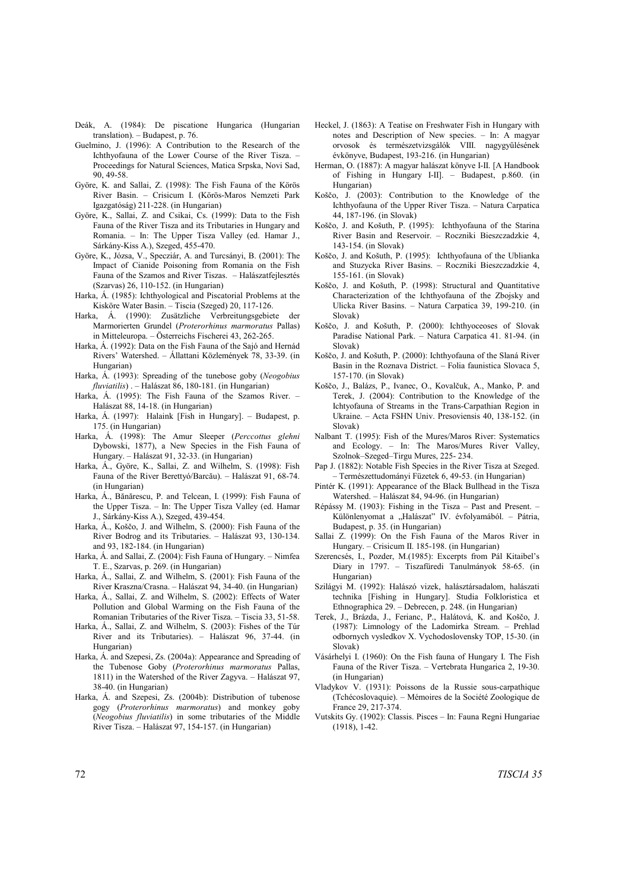Deák, A. (1984): De piscatione Hungarica (Hungarian translation). – Budapest, p. 76.

Guelmino, J. (1996): A Contribution to the Research of the Ichthyofauna of the Lower Course of the River Tisza. – Proceedings for Natural Sciences, Matica Srpska, Novi Sad, 90, 49-58.

Györe, K. and Sallai, Z. (1998): The Fish Fauna of the Körös River Basin. – Crisicum I. (Körös-Maros Nemzeti Park Igazgatóság) 211-228. (in Hungarian)

Györe, K., Sallai, Z. and Csikai, Cs. (1999): Data to the Fish Fauna of the River Tisza and its Tributaries in Hungary and Romania. – In: The Upper Tisza Valley (ed. Hamar J., Sárkány-Kiss A.), Szeged, 455-470.

Györe, K., Józsa, V., Specziár, A. and Turcsányi, B. (2001): The Impact of Cianide Poisoning from Romania on the Fish Fauna of the Szamos and River Tiszas. – Halászatfejlesztés (Szarvas) 26, 110-152. (in Hungarian)

Harka, Á. (1985): Ichthyological and Piscatorial Problems at the Kisköre Water Basin. – Tiscia (Szeged) 20, 117-126.

Harka, Á. (1990): Zusätzliche Verbreitungsgebiete der Marmorierten Grundel (*Proterorhinus marmoratus* Pallas) in Mitteleuropa. – Österreichs Fischerei 43, 262-265.

Harka, Á. (1992): Data on the Fish Fauna of the Sajó and Hernád Rivers' Watershed. – Állattani Közlemények 78, 33-39. (in Hungarian)

Harka, Á. (1993): Spreading of the tunebose goby (*Neogobius fluviatilis*) . – Halászat 86, 180-181. (in Hungarian)

Harka, Á. (1995): The Fish Fauna of the Szamos River. – Halászat 88, 14-18. (in Hungarian)

Harka, Á. (1997): Halaink [Fish in Hungary]. – Budapest, p. 175. (in Hungarian)

Harka, Á. (1998): The Amur Sleeper (*Perccottus glehni* Dybowski, 1877), a New Species in the Fish Fauna of Hungary. – Halászat 91, 32-33. (in Hungarian)

Harka, Á., Györe, K., Sallai, Z. and Wilhelm, S. (1998): Fish Fauna of the River Berettyó/Barcău). – Halászat 91, 68-74. (in Hungarian)

Harka, Á., Bănărescu, P. and Telcean, I. (1999): Fish Fauna of the Upper Tisza. – In: The Upper Tisza Valley (ed. Hamar J., Sárkány-Kiss A.), Szeged, 439-454.

Harka, Á., Koščo, J. and Wilhelm, S. (2000): Fish Fauna of the River Bodrog and its Tributaries. – Halászat 93, 130-134. and 93, 182-184. (in Hungarian)

Harka, Á. and Sallai, Z. (2004): Fish Fauna of Hungary. – Nimfea T. E., Szarvas, p. 269. (in Hungarian)

Harka, Á., Sallai, Z. and Wilhelm, S. (2001): Fish Fauna of the River Kraszna/Crasna. – Halászat 94, 34-40. (in Hungarian)

Harka, Á., Sallai, Z. and Wilhelm, S. (2002): Effects of Water Pollution and Global Warming on the Fish Fauna of the Romanian Tributaries of the River Tisza. – Tiscia 33, 51-58.

Harka, Á., Sallai, Z. and Wilhelm, S. (2003): Fishes of the Túr River and its Tributaries). – Halászat 96, 37-44. (in Hungarian)

Harka, Á. and Szepesi, Zs. (2004a): Appearance and Spreading of the Tubenose Goby (*Proterorhinus marmoratus* Pallas, 1811) in the Watershed of the River Zagyva. – Halászat 97, 38-40. (in Hungarian)

Harka, Á. and Szepesi, Zs. (2004b): Distribution of tubenose gogy (*Proterorhinus marmoratus*) and monkey goby (*Neogobius fluviatilis*) in some tributaries of the Middle River Tisza. – Halászat 97, 154-157. (in Hungarian)

Heckel, J. (1863): A Teatise on Freshwater Fish in Hungary with notes and Description of New species. – In: A magyar orvosok és természetvizsgálók VIII. nagygyűlésének évkönyve, Budapest, 193-216. (in Hungarian)

Herman, O. (1887): A magyar halászat könyve I-II. [A Handbook of Fishing in Hungary I-II]. – Budapest, p.860. (in Hungarian)

Koščo, J. (2003): Contribution to the Knowledge of the Ichthyofauna of the Upper River Tisza. – Natura Carpatica 44, 187-196. (in Slovak)

Koščo, J. and Košuth, P. (1995): Ichthyofauna of the Starina River Basin and Reservoir. – Roczniki Bieszczadzkie 4, 143-154. (in Slovak)

Koščo, J. and Košuth, P. (1995): Ichthyofauna of the Ublianka and Stuzycka River Basins. – Roczniki Bieszczadzkie 4, 155-161. (in Slovak)

Koščo, J. and Košuth, P. (1998): Structural and Quantitative Characterization of the Ichthyofauna of the Zbojsky and Ulicka River Basins. – Natura Carpatica 39, 199-210. (in Slovak)

Koščo, J. and Košuth, P. (2000): Ichthyoceoses of Slovak Paradise National Park. – Natura Carpatica 41. 81-94. (in Slovak)

Koščo, J. and Košuth, P. (2000): Ichthyofauna of the Slaná River Basin in the Roznava District. – Folia faunistica Slovaca 5, 157-170. (in Slovak)

Koščo, J., Balázs, P., Ivanec, O., Kovalčuk, A., Manko, P. and Terek, J. (2004): Contribution to the Knowledge of the Ichtyofauna of Streams in the Trans-Carpathian Region in Ukraine. – Acta FSHN Univ. Presoviensis 40, 138-152. (in Slovak)

Nalbant T. (1995): Fish of the Mures/Maros River: Systematics and Ecology. – In: The Maros/Mures River Valley, Szolnok–Szeged–Tirgu Mures, 225- 234.

Pap J. (1882): Notable Fish Species in the River Tisza at Szeged. – Természettudományi Füzetek 6, 49-53. (in Hungarian)

Pintér K. (1991): Appearance of the Black Bullhead in the Tisza Watershed. – Halászat 84, 94-96. (in Hungarian)

Répássy M. (1903): Fishing in the Tisza – Past and Present. – Különlenyomat a „Halászat" IV. évfolyamából. – Pátria, Budapest, p. 35. (in Hungarian)

Sallai Z. (1999): On the Fish Fauna of the Maros River in Hungary. – Crisicum II. 185-198. (in Hungarian)

Szerencsés, I., Pozder, M.(1985): Excerpts from Pál Kitaibel's Diary in 1797. – Tiszafüredi Tanulmányok 58-65. (in Hungarian)

Szilágyi M. (1992): Halászó vizek, halásztársadalom, halászati technika [Fishing in Hungary]. Studia Folkloristica et Ethnographica 29. – Debrecen, p. 248. (in Hungarian)

Terek, J., Brázda, J., Ferianc, P., Halátová, K. and Koščo, J. (1987): Limnology of the Ladomirka Stream. – Prehlad odbornych vysledkov X. Vychodoslovensky TOP, 15-30. (in Slovak)

Vásárhelyi I. (1960): On the Fish fauna of Hungary I. The Fish Fauna of the River Tisza. – Vertebrata Hungarica 2, 19-30. (in Hungarian)

Vladykov V. (1931): Poissons de la Russie sous-carpathique (Tchécoslovaquie). – Mémoires de la Société Zoologique de France 29, 217-374.

Vutskits Gy. (1902): Classis. Pisces – In: Fauna Regni Hungariae (1918), 1-42.